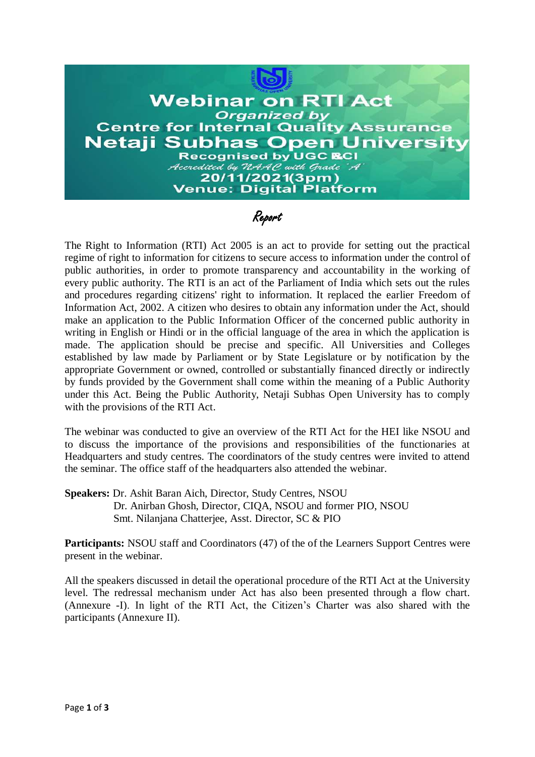# Webinar on RTI Act

***Organized by***

## Centre for Internal Quality Assurance

# Netaji Subhas Open University

**Recognised by UGC & DEB**

*Accredited by NAAC with Grade 'A'*

**20/11/2021(3pm)**

**Venue: Digital Platform**

## *Report*

The Right to Information (RTI) Act 2005 is an act to provide for setting out the practical regime of right to information for citizens to secure access to information under the control of public authorities, in order to promote transparency and accountability in the working of every public authority. The RTI is an act of the Parliament of India which sets out the rules and procedures regarding citizens' right to information. It replaced the earlier Freedom of Information Act, 2002. A citizen who desires to obtain any information under the Act, should make an application to the Public Information Officer of the concerned public authority in writing in English or Hindi or in the official language of the area in which the application is made. The application should be precise and specific. All Universities and Colleges established by law made by Parliament or by State Legislature or by notification by the appropriate Government or owned, controlled or substantially financed directly or indirectly by funds provided by the Government shall come within the meaning of a Public Authority under this Act. Being the Public Authority, Netaji Subhas Open University has to comply with the provisions of the RTI Act.

The webinar was conducted to give an overview of the RTI Act for the HEI like NSOU and to discuss the importance of the provisions and responsibilities of the functionaries at Headquarters and study centres. The coordinators of the study centres were invited to attend the seminar. The office staff of the headquarters also attended the webinar.

**Speakers:** Dr. Ashit Baran Aich, Director, Study Centres, NSOU
Dr. Anirban Ghosh, Director, CIQA, NSOU and former PIO, NSOU
Smt. Nilanjana Chatterjee, Asst. Director, SC & PIO

**Participants:** NSOU staff and Coordinators (47) of the of the Learners Support Centres were present in the webinar.

All the speakers discussed in detail the operational procedure of the RTI Act at the University level. The redressal mechanism under Act has also been presented through a flow chart. (Annexure -I). In light of the RTI Act, the Citizen's Charter was also shared with the participants (Annexure II).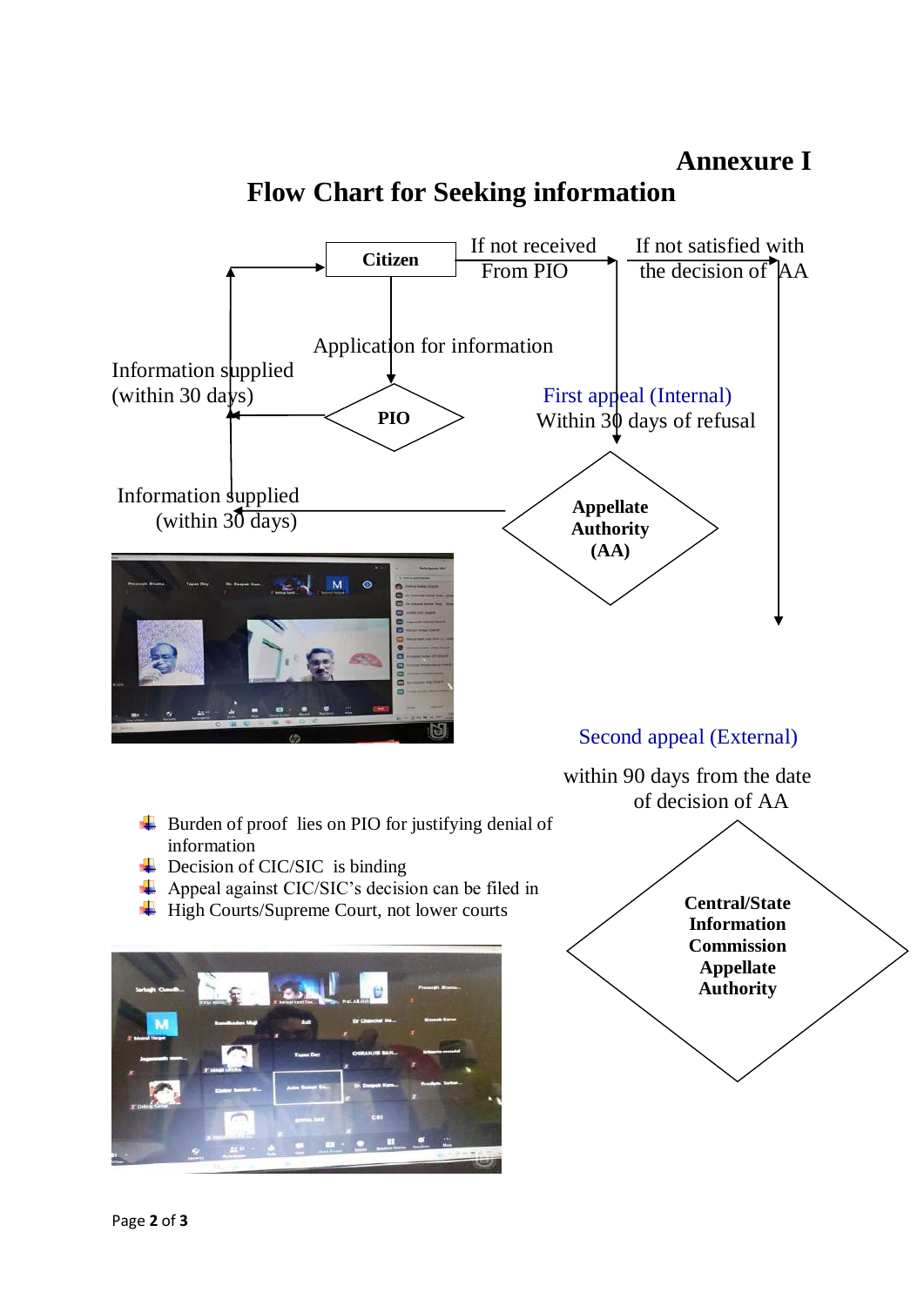# Annexure I

## Flow Chart for Seeking information

Citizen

If not received From PIO

If not satisfied with the decision of AA

Application for information

Information supplied (within 30 days)

PIO

First appeal (Internal) Within 30 days of refusal

Information supplied (within 30 days)

Appellate Authority (AA)

Second appeal (External)

within 90 days from the date of decision of AA

Central/State Information Commission Appellate Authority

- Burden of proof lies on PIO for justifying denial of information
- Decision of CIC/SIC is binding
- Appeal against CIC/SIC's decision can be filed in High Courts/Supreme Court, not lower courts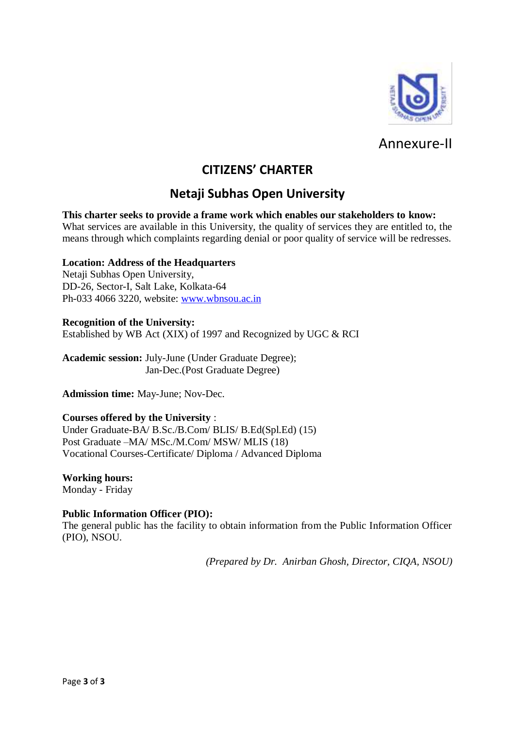Annexure-II

# CITIZENS' CHARTER

## Netaji Subhas Open University

**This charter seeks to provide a frame work which enables our stakeholders to know:** What services are available in this University, the quality of services they are entitled to, the means through which complaints regarding denial or poor quality of service will be redresses.

**Location: Address of the Headquarters**
Netaji Subhas Open University,
DD-26, Sector-I, Salt Lake, Kolkata-64
Ph-033 4066 3220, website: [www.wbnsou.ac.in](http://www.wbnsou.ac.in)

**Recognition of the University:**
Established by WB Act (XIX) of 1997 and Recognized by UGC & RCI

**Academic session:** July-June (Under Graduate Degree);
Jan-Dec.(Post Graduate Degree)

**Admission time:** May-June; Nov-Dec.

**Courses offered by the University** :
Under Graduate-BA/ B.Sc./B.Com/ BLIS/ B.Ed(Spl.Ed) (15)
Post Graduate –MA/ MSc./M.Com/ MSW/ MLIS (18)
Vocational Courses-Certificate/ Diploma / Advanced Diploma

**Working hours:**
Monday - Friday

**Public Information Officer (PIO):**
The general public has the facility to obtain information from the Public Information Officer (PIO), NSOU.

*(Prepared by Dr. Anirban Ghosh, Director, CIQA, NSOU)*